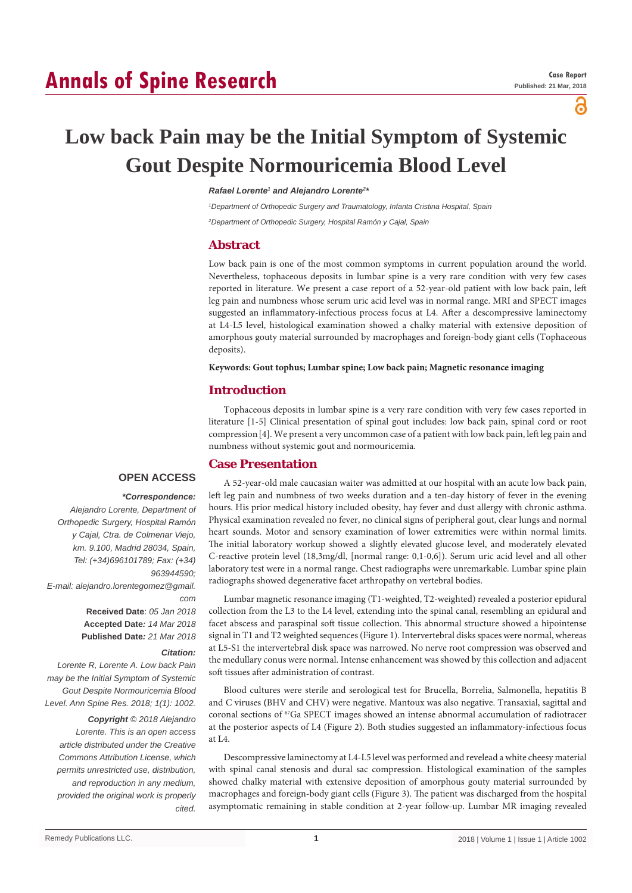# Annals of Spine Research

**Case Report**
**Published: 21 Mar, 2018**

# Low back Pain may be the Initial Symptom of Systemic Gout Despite Normouricemia Blood Level

***Rafael Lorente[1] and Alejandro Lorente[2]\****

*[1]Department of Orthopedic Surgery and Traumatology, Infanta Cristina Hospital, Spain*

*[2]Department of Orthopedic Surgery, Hospital Ramón y Cajal, Spain*

## Abstract

Low back pain is one of the most common symptoms in current population around the world. Nevertheless, tophaceous deposits in lumbar spine is a very rare condition with very few cases reported in literature. We present a case report of a 52-year-old patient with low back pain, left leg pain and numbness whose serum uric acid level was in normal range. MRI and SPECT images suggested an inflammatory-infectious process focus at L4. After a descompressive laminectomy at L4-L5 level, histological examination showed a chalky material with extensive deposition of amorphous gouty material surrounded by macrophages and foreign-body giant cells (Tophaceous deposits).

**Keywords: Gout tophus; Lumbar spine; Low back pain; Magnetic resonance imaging**

## Introduction

Tophaceous deposits in lumbar spine is a very rare condition with very few cases reported in literature [1-5] Clinical presentation of spinal gout includes: low back pain, spinal cord or root compression [4]. We present a very uncommon case of a patient with low back pain, left leg pain and numbness without systemic gout and normouricemia.

## Case Presentation

A 52-year-old male caucasian waiter was admitted at our hospital with an acute low back pain, left leg pain and numbness of two weeks duration and a ten-day history of fever in the evening hours. His prior medical history included obesity, hay fever and dust allergy with chronic asthma. Physical examination revealed no fever, no clinical signs of peripheral gout, clear lungs and normal heart sounds. Motor and sensory examination of lower extremities were within normal limits. The initial laboratory workup showed a slightly elevated glucose level, and moderately elevated C-reactive protein level (18,3mg/dl, [normal range: 0,1-0,6]). Serum uric acid level and all other laboratory test were in a normal range. Chest radiographs were unremarkable. Lumbar spine plain radiographs showed degenerative facet arthropathy on vertebral bodies.

Lumbar magnetic resonance imaging (T1-weighted, T2-weighted) revealed a posterior epidural collection from the L3 to the L4 level, extending into the spinal canal, resembling an epidural and facet abscess and paraspinal soft tissue collection. This abnormal structure showed a hipointense signal in T1 and T2 weighted sequences (Figure 1). Intervertebral disks spaces were normal, whereas at L5-S1 the intervertebral disk space was narrowed. No nerve root compression was observed and the medullary conus were normal. Intense enhancement was showed by this collection and adjacent soft tissues after administration of contrast.

Blood cultures were sterile and serological test for Brucella, Borrelia, Salmonella, hepatitis B and C viruses (BHV and CHV) were negative. Mantoux was also negative. Transaxial, sagittal and coronal sections of $^{67}$Ga SPECT images showed an intense abnormal accumulation of radiotracer at the posterior aspects of L4 (Figure 2). Both studies suggested an inflammatory-infectious focus at L4.

Descompressive laminectomy at L4-L5 level was performed and revelead a white cheesy material with spinal canal stenosis and dural sac compression. Histological examination of the samples showed chalky material with extensive deposition of amorphous gouty material surrounded by macrophages and foreign-body giant cells (Figure 3). The patient was discharged from the hospital asymptomatic remaining in stable condition at 2-year follow-up. Lumbar MR imaging revealed

**OPEN ACCESS**

***\*Correspondence:***

*Alejandro Lorente, Department of Orthopedic Surgery, Hospital Ramón y Cajal, Ctra. de Colmenar Viejo, km. 9.100, Madrid 28034, Spain, Tel: (+34)696101789; Fax: (+34) 963944590;*

*E-mail: alejandro.lorentegomez@gmail.com*

**Received Date**: *05 Jan 2018*

**Accepted Date***: 14 Mar 2018*

**Published Date***: 21 Mar 2018*

***Citation:***

*Lorente R, Lorente A. Low back Pain may be the Initial Symptom of Systemic Gout Despite Normouricemia Blood Level. Ann Spine Res. 2018; 1(1): 1002.*

***Copyright** © 2018 Alejandro Lorente. This is an open access article distributed under the Creative Commons Attribution License, which permits unrestricted use, distribution, and reproduction in any medium, provided the original work is properly cited.*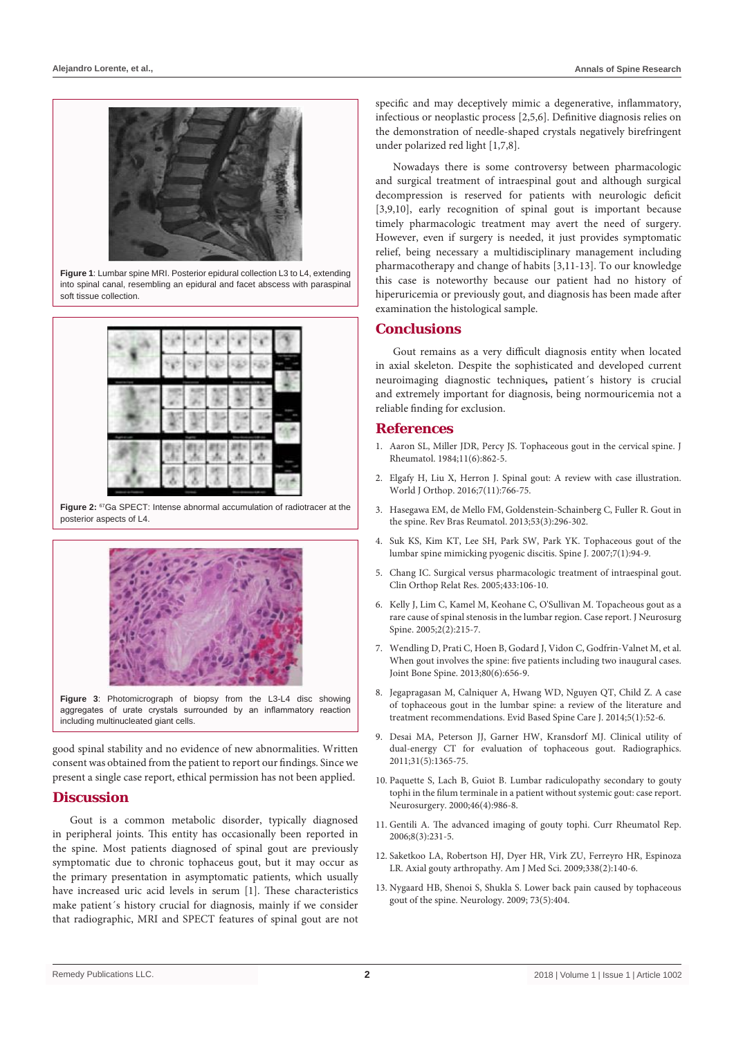Figure 1: Lumbar spine MRI. Posterior epidural collection L3 to L4, extending into spinal canal, resembling an epidural and facet abscess with paraspinal soft tissue collection.

Figure 2: $^{67}Ga$ SPECT: Intense abnormal accumulation of radiotracer at the posterior aspects of L4.

Figure 3: Photomicrograph of biopsy from the L3-L4 disc showing aggregates of urate crystals surrounded by an inflammatory reaction including multinucleated giant cells.

good spinal stability and no evidence of new abnormalities. Written consent was obtained from the patient to report our findings. Since we present a single case report, ethical permission has not been applied.

## Discussion

Gout is a common metabolic disorder, typically diagnosed in peripheral joints. This entity has occasionally been reported in the spine. Most patients diagnosed of spinal gout are previously symptomatic due to chronic tophaceous gout, but it may occur as the primary presentation in asymptomatic patients, which usually have increased uric acid levels in serum [1]. These characteristics make patient´s history crucial for diagnosis, mainly if we consider that radiographic, MRI and SPECT features of spinal gout are not specific and may deceptively mimic a degenerative, inflammatory, infectious or neoplastic process [2,5,6]. Definitive diagnosis relies on the demonstration of needle-shaped crystals negatively birefringent under polarized red light [1,7,8].

Nowadays there is some controversy between pharmacologic and surgical treatment of intraespinal gout and although surgical decompression is reserved for patients with neurologic deficit [3,9,10], early recognition of spinal gout is important because timely pharmacologic treatment may avert the need of surgery. However, even if surgery is needed, it just provides symptomatic relief, being necessary a multidisciplinary management including pharmacotherapy and change of habits [3,11-13]. To our knowledge this case is noteworthy because our patient had no history of hiperuricemia or previously gout, and diagnosis has been made after examination the histological sample.

## Conclusions

Gout remains as a very difficult diagnosis entity when located in axial skeleton. Despite the sophisticated and developed current neuroimaging diagnostic techniques**,** patient´s history is crucial and extremely important for diagnosis, being normouricemia not a reliable finding for exclusion.

## References

1. Aaron SL, Miller JDR, Percy JS. Tophaceous gout in the cervical spine. J Rheumatol. 1984;11(6):862-5.
2. Elgafy H, Liu X, Herron J. Spinal gout: A review with case illustration. World J Orthop. 2016;7(11):766-75.
3. Hasegawa EM, de Mello FM, Goldenstein-Schainberg C, Fuller R. Gout in the spine. Rev Bras Reumatol. 2013;53(3):296-302.
4. Suk KS, Kim KT, Lee SH, Park SW, Park YK. Tophaceous gout of the lumbar spine mimicking pyogenic discitis. Spine J. 2007;7(1):94-9.
5. Chang IC. Surgical versus pharmacologic treatment of intraspinal gout. Clin Orthop Relat Res. 2005;433:106-10.
6. Kelly J, Lim C, Kamel M, Keohane C, O'Sullivan M. Topacheous gout as a rare cause of spinal stenosis in the lumbar region. Case report. J Neurosurg Spine. 2005;2(2):215-7.
7. Wendling D, Prati C, Hoen B, Godard J, Vidon C, Godfrin-Valnet M, et al. When gout involves the spine: five patients including two inaugural cases. Joint Bone Spine. 2013;80(6):656-9.
8. Jegapragasan M, Calniquer A, Hwang WD, Nguyen QT, Child Z. A case of tophaceous gout in the lumbar spine: a review of the literature and treatment recommendations. Evid Based Spine Care J. 2014;5(1):52-6.
9. Desai MA, Peterson JJ, Garner HW, Kransdorf MJ. Clinical utility of dual-energy CT for evaluation of tophaceous gout. Radiographics. 2011;31(5):1365-75.
10. Paquette S, Lach B, Guiot B. Lumbar radiculopathy secondary to gouty tophi in the filum terminale in a patient without systemic gout: case report. Neurosurgery. 2000;46(4):986-8.
11. Gentili A. The advanced imaging of gouty tophi. Curr Rheumatol Rep. 2006;8(3):231-5.
12. Saketkoo LA, Robertson HJ, Dyer HR, Virk ZU, Ferreyro HR, Espinoza LR. Axial gouty arthropathy. Am J Med Sci. 2009;338(2):140-6.
13. Nygaard HB, Shenoi S, Shukla S. Lower back pain caused by tophaceous gout of the spine. Neurology. 2009; 73(5):404.